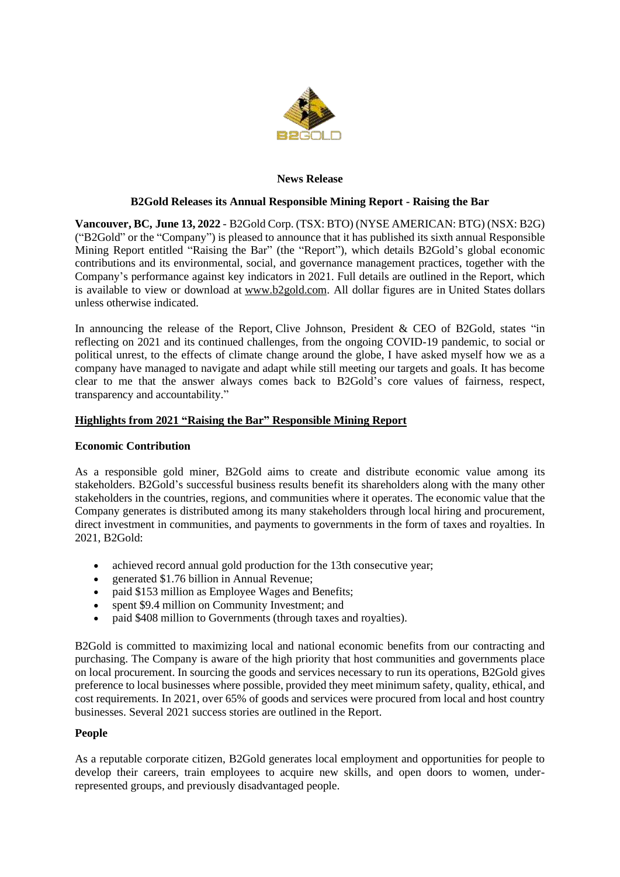**News Release**

**B2Gold Releases its Annual Responsible Mining Report - Raising the Bar**

**Vancouver, BC, June 13, 2022** - B2Gold Corp. (TSX: BTO) (NYSE AMERICAN: BTG) (NSX: B2G) ("B2Gold" or the "Company") is pleased to announce that it has published its sixth annual Responsible Mining Report entitled "Raising the Bar" (the "Report"), which details B2Gold's global economic contributions and its environmental, social, and governance management practices, together with the Company's performance against key indicators in 2021. Full details are outlined in the Report, which is available to view or download at www.b2gold.com. All dollar figures are in United States dollars unless otherwise indicated.

In announcing the release of the Report, Clive Johnson, President & CEO of B2Gold, states "in reflecting on 2021 and its continued challenges, from the ongoing COVID-19 pandemic, to social or political unrest, to the effects of climate change around the globe, I have asked myself how we as a company have managed to navigate and adapt while still meeting our targets and goals. It has become clear to me that the answer always comes back to B2Gold's core values of fairness, respect, transparency and accountability."

## Highlights from 2021 "Raising the Bar" Responsible Mining Report

### Economic Contribution

As a responsible gold miner, B2Gold aims to create and distribute economic value among its stakeholders. B2Gold's successful business results benefit its shareholders along with the many other stakeholders in the countries, regions, and communities where it operates. The economic value that the Company generates is distributed among its many stakeholders through local hiring and procurement, direct investment in communities, and payments to governments in the form of taxes and royalties. In 2021, B2Gold:

- achieved record annual gold production for the 13th consecutive year;
- generated $1.76 billion in Annual Revenue;
- paid $153 million as Employee Wages and Benefits;
- spent $9.4 million on Community Investment; and
- paid $408 million to Governments (through taxes and royalties).

B2Gold is committed to maximizing local and national economic benefits from our contracting and purchasing. The Company is aware of the high priority that host communities and governments place on local procurement. In sourcing the goods and services necessary to run its operations, B2Gold gives preference to local businesses where possible, provided they meet minimum safety, quality, ethical, and cost requirements. In 2021, over 65% of goods and services were procured from local and host country businesses. Several 2021 success stories are outlined in the Report.

### People

As a reputable corporate citizen, B2Gold generates local employment and opportunities for people to develop their careers, train employees to acquire new skills, and open doors to women, under-represented groups, and previously disadvantaged people.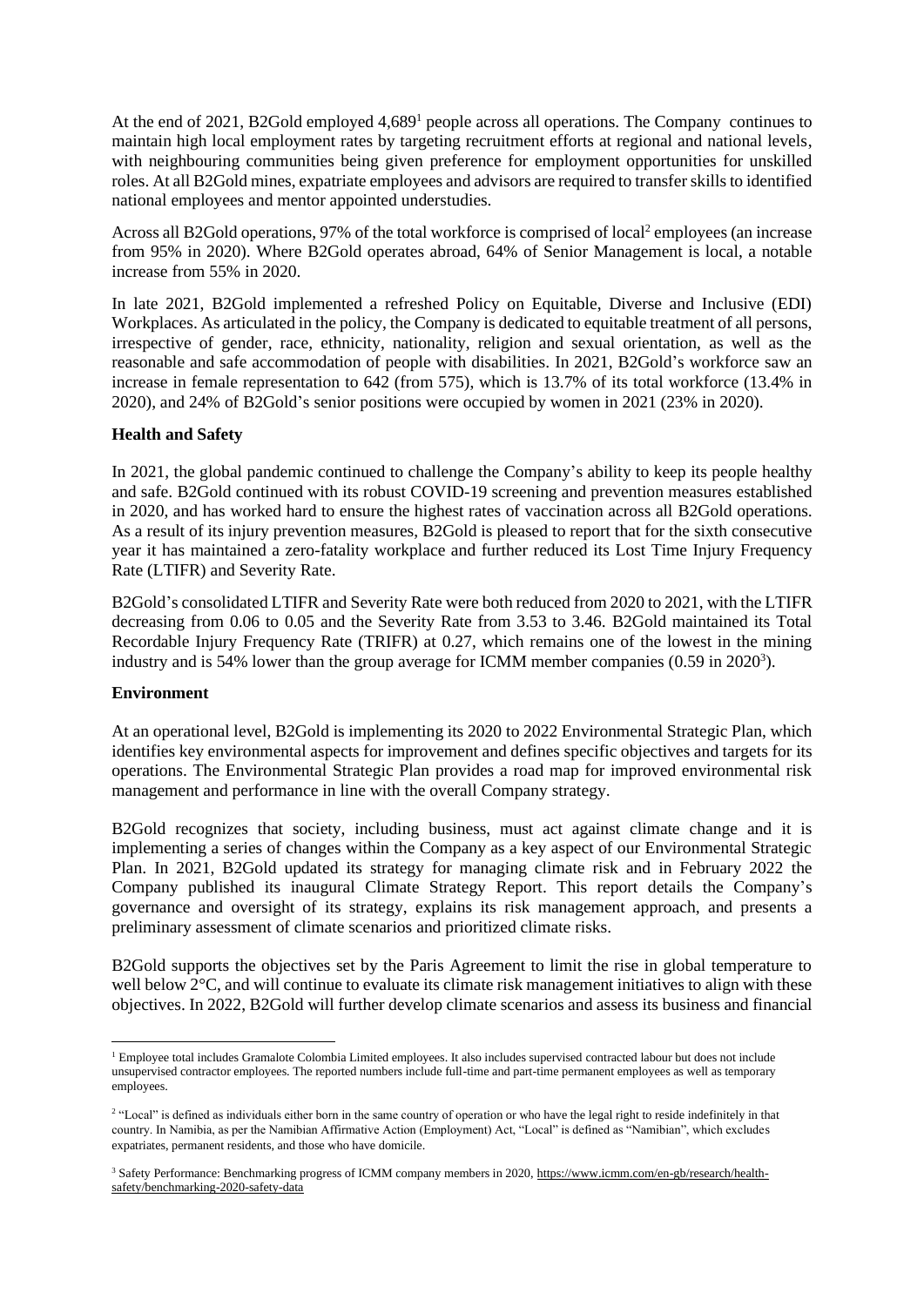At the end of 2021, B2Gold employed 4,689[1] people across all operations. The Company continues to maintain high local employment rates by targeting recruitment efforts at regional and national levels, with neighbouring communities being given preference for employment opportunities for unskilled roles. At all B2Gold mines, expatriate employees and advisors are required to transfer skills to identified national employees and mentor appointed understudies.

Across all B2Gold operations, 97% of the total workforce is comprised of local[2] employees (an increase from 95% in 2020). Where B2Gold operates abroad, 64% of Senior Management is local, a notable increase from 55% in 2020.

In late 2021, B2Gold implemented a refreshed Policy on Equitable, Diverse and Inclusive (EDI) Workplaces. As articulated in the policy, the Company is dedicated to equitable treatment of all persons, irrespective of gender, race, ethnicity, nationality, religion and sexual orientation, as well as the reasonable and safe accommodation of people with disabilities. In 2021, B2Gold's workforce saw an increase in female representation to 642 (from 575), which is 13.7% of its total workforce (13.4% in 2020), and 24% of B2Gold's senior positions were occupied by women in 2021 (23% in 2020).

**Health and Safety**

In 2021, the global pandemic continued to challenge the Company's ability to keep its people healthy and safe. B2Gold continued with its robust COVID-19 screening and prevention measures established in 2020, and has worked hard to ensure the highest rates of vaccination across all B2Gold operations. As a result of its injury prevention measures, B2Gold is pleased to report that for the sixth consecutive year it has maintained a zero-fatality workplace and further reduced its Lost Time Injury Frequency Rate (LTIFR) and Severity Rate.

B2Gold's consolidated LTIFR and Severity Rate were both reduced from 2020 to 2021, with the LTIFR decreasing from 0.06 to 0.05 and the Severity Rate from 3.53 to 3.46. B2Gold maintained its Total Recordable Injury Frequency Rate (TRIFR) at 0.27, which remains one of the lowest in the mining industry and is 54% lower than the group average for ICMM member companies (0.59 in 2020[3]).

**Environment**

At an operational level, B2Gold is implementing its 2020 to 2022 Environmental Strategic Plan, which identifies key environmental aspects for improvement and defines specific objectives and targets for its operations. The Environmental Strategic Plan provides a road map for improved environmental risk management and performance in line with the overall Company strategy.

B2Gold recognizes that society, including business, must act against climate change and it is implementing a series of changes within the Company as a key aspect of our Environmental Strategic Plan. In 2021, B2Gold updated its strategy for managing climate risk and in February 2022 the Company published its inaugural Climate Strategy Report. This report details the Company's governance and oversight of its strategy, explains its risk management approach, and presents a preliminary assessment of climate scenarios and prioritized climate risks.

B2Gold supports the objectives set by the Paris Agreement to limit the rise in global temperature to well below 2°C, and will continue to evaluate its climate risk management initiatives to align with these objectives. In 2022, B2Gold will further develop climate scenarios and assess its business and financial

---

[1] Employee total includes Gramalote Colombia Limited employees. It also includes supervised contracted labour but does not include unsupervised contractor employees. The reported numbers include full-time and part-time permanent employees as well as temporary employees.

[2] "Local" is defined as individuals either born in the same country of operation or who have the legal right to reside indefinitely in that country. In Namibia, as per the Namibian Affirmative Action (Employment) Act, "Local" is defined as "Namibian", which excludes expatriates, permanent residents, and those who have domicile.

[3] Safety Performance: Benchmarking progress of ICMM company members in 2020, https://www.icmm.com/en-gb/research/health-safety/benchmarking-2020-safety-data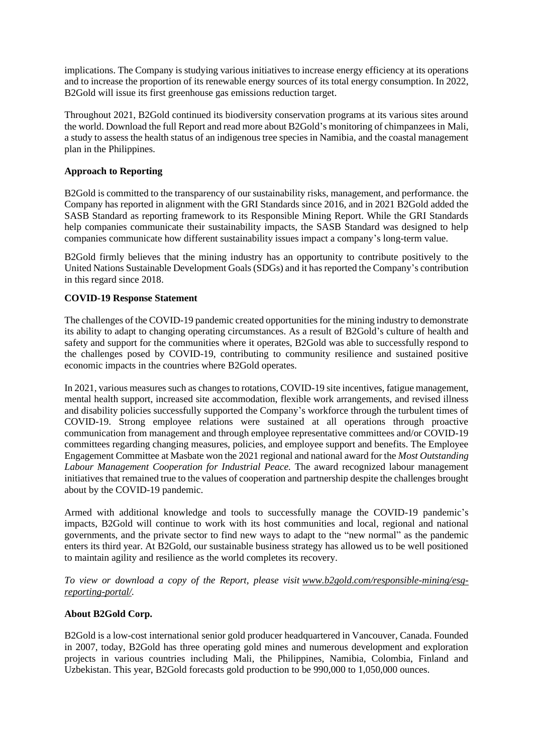implications. The Company is studying various initiatives to increase energy efficiency at its operations and to increase the proportion of its renewable energy sources of its total energy consumption. In 2022, B2Gold will issue its first greenhouse gas emissions reduction target.

Throughout 2021, B2Gold continued its biodiversity conservation programs at its various sites around the world. Download the full Report and read more about B2Gold's monitoring of chimpanzees in Mali, a study to assess the health status of an indigenous tree species in Namibia, and the coastal management plan in the Philippines.

**Approach to Reporting**

B2Gold is committed to the transparency of our sustainability risks, management, and performance. the Company has reported in alignment with the GRI Standards since 2016, and in 2021 B2Gold added the SASB Standard as reporting framework to its Responsible Mining Report. While the GRI Standards help companies communicate their sustainability impacts, the SASB Standard was designed to help companies communicate how different sustainability issues impact a company's long-term value.

B2Gold firmly believes that the mining industry has an opportunity to contribute positively to the United Nations Sustainable Development Goals (SDGs) and it has reported the Company's contribution in this regard since 2018.

**COVID-19 Response Statement**

The challenges of the COVID-19 pandemic created opportunities for the mining industry to demonstrate its ability to adapt to changing operating circumstances. As a result of B2Gold's culture of health and safety and support for the communities where it operates, B2Gold was able to successfully respond to the challenges posed by COVID-19, contributing to community resilience and sustained positive economic impacts in the countries where B2Gold operates.

In 2021, various measures such as changes to rotations, COVID-19 site incentives, fatigue management, mental health support, increased site accommodation, flexible work arrangements, and revised illness and disability policies successfully supported the Company's workforce through the turbulent times of COVID-19. Strong employee relations were sustained at all operations through proactive communication from management and through employee representative committees and/or COVID-19 committees regarding changing measures, policies, and employee support and benefits. The Employee Engagement Committee at Masbate won the 2021 regional and national award for the *Most Outstanding Labour Management Cooperation for Industrial Peace.* The award recognized labour management initiatives that remained true to the values of cooperation and partnership despite the challenges brought about by the COVID-19 pandemic.

Armed with additional knowledge and tools to successfully manage the COVID-19 pandemic's impacts, B2Gold will continue to work with its host communities and local, regional and national governments, and the private sector to find new ways to adapt to the "new normal" as the pandemic enters its third year. At B2Gold, our sustainable business strategy has allowed us to be well positioned to maintain agility and resilience as the world completes its recovery.

*To view or download a copy of the Report, please visit [www.b2gold.com/responsible-mining/esg-reporting-portal/](www.b2gold.com/responsible-mining/esg-reporting-portal/).*

**About B2Gold Corp.**

B2Gold is a low-cost international senior gold producer headquartered in Vancouver, Canada. Founded in 2007, today, B2Gold has three operating gold mines and numerous development and exploration projects in various countries including Mali, the Philippines, Namibia, Colombia, Finland and Uzbekistan. This year, B2Gold forecasts gold production to be 990,000 to 1,050,000 ounces.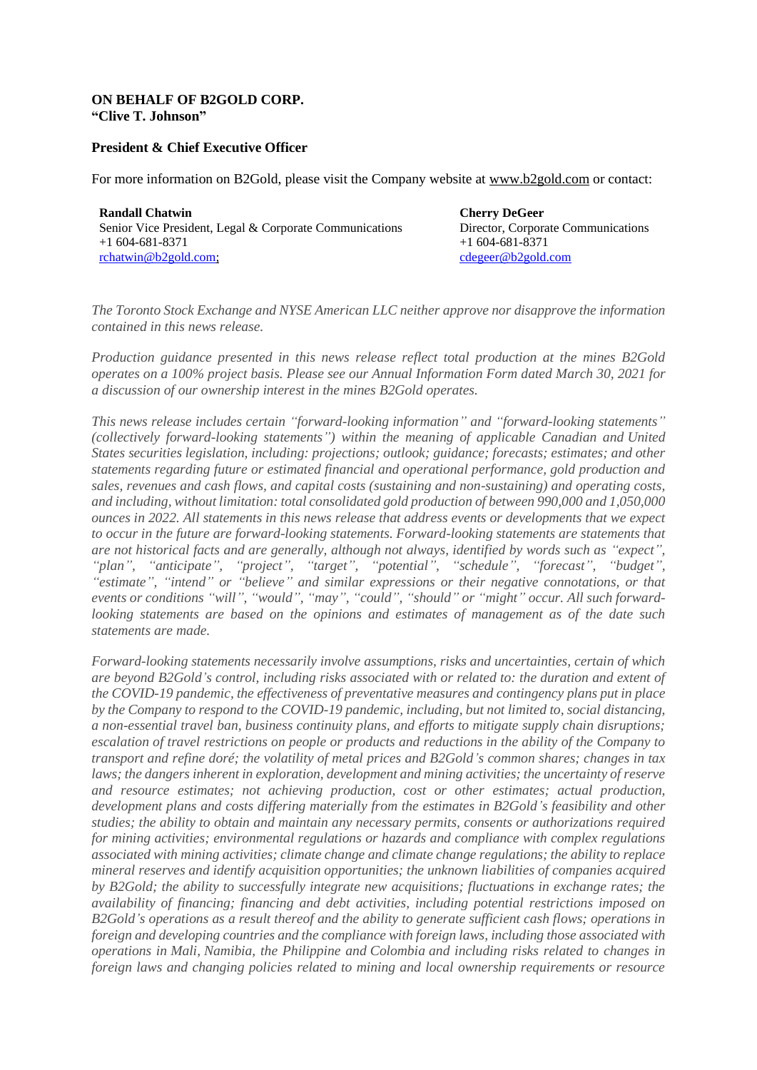**ON BEHALF OF B2GOLD CORP.**
**"Clive T. Johnson"**

**President & Chief Executive Officer**

For more information on B2Gold, please visit the Company website at www.b2gold.com or contact:

**Randall Chatwin**
Senior Vice President, Legal & Corporate Communications
+1 604-681-8371
rchatwin@b2gold.com;

**Cherry DeGeer**
Director, Corporate Communications
+1 604-681-8371
cdegeer@b2gold.com

*The Toronto Stock Exchange and NYSE American LLC neither approve nor disapprove the information contained in this news release.*

*Production guidance presented in this news release reflect total production at the mines B2Gold operates on a 100% project basis. Please see our Annual Information Form dated March 30, 2021 for a discussion of our ownership interest in the mines B2Gold operates.*

*This news release includes certain "forward-looking information" and "forward-looking statements" (collectively forward-looking statements") within the meaning of applicable Canadian and United States securities legislation, including: projections; outlook; guidance; forecasts; estimates; and other statements regarding future or estimated financial and operational performance, gold production and sales, revenues and cash flows, and capital costs (sustaining and non-sustaining) and operating costs, and including, without limitation: total consolidated gold production of between 990,000 and 1,050,000 ounces in 2022. All statements in this news release that address events or developments that we expect to occur in the future are forward-looking statements. Forward-looking statements are statements that are not historical facts and are generally, although not always, identified by words such as "expect", "plan", "anticipate", "project", "target", "potential", "schedule", "forecast", "budget", "estimate", "intend" or "believe" and similar expressions or their negative connotations, or that events or conditions "will", "would", "may", "could", "should" or "might" occur. All such forward-looking statements are based on the opinions and estimates of management as of the date such statements are made.*

*Forward-looking statements necessarily involve assumptions, risks and uncertainties, certain of which are beyond B2Gold's control, including risks associated with or related to: the duration and extent of the COVID-19 pandemic, the effectiveness of preventative measures and contingency plans put in place by the Company to respond to the COVID-19 pandemic, including, but not limited to, social distancing, a non-essential travel ban, business continuity plans, and efforts to mitigate supply chain disruptions; escalation of travel restrictions on people or products and reductions in the ability of the Company to transport and refine doré; the volatility of metal prices and B2Gold's common shares; changes in tax laws; the dangers inherent in exploration, development and mining activities; the uncertainty of reserve and resource estimates; not achieving production, cost or other estimates; actual production, development plans and costs differing materially from the estimates in B2Gold's feasibility and other studies; the ability to obtain and maintain any necessary permits, consents or authorizations required for mining activities; environmental regulations or hazards and compliance with complex regulations associated with mining activities; climate change and climate change regulations; the ability to replace mineral reserves and identify acquisition opportunities; the unknown liabilities of companies acquired by B2Gold; the ability to successfully integrate new acquisitions; fluctuations in exchange rates; the availability of financing; financing and debt activities, including potential restrictions imposed on B2Gold's operations as a result thereof and the ability to generate sufficient cash flows; operations in foreign and developing countries and the compliance with foreign laws, including those associated with operations in Mali, Namibia, the Philippine and Colombia and including risks related to changes in foreign laws and changing policies related to mining and local ownership requirements or resource*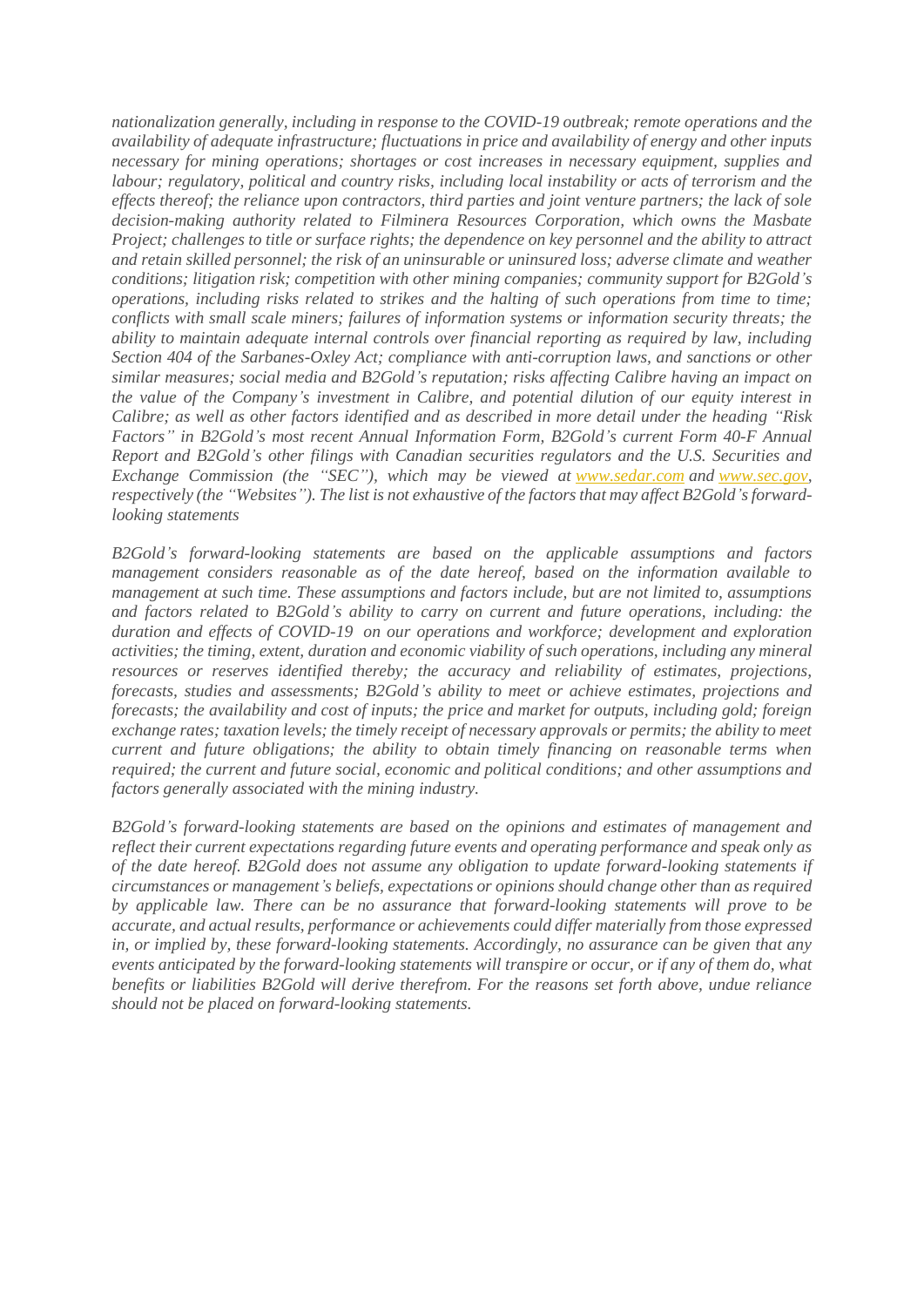*nationalization generally, including in response to the COVID-19 outbreak; remote operations and the availability of adequate infrastructure; fluctuations in price and availability of energy and other inputs necessary for mining operations; shortages or cost increases in necessary equipment, supplies and labour; regulatory, political and country risks, including local instability or acts of terrorism and the effects thereof; the reliance upon contractors, third parties and joint venture partners; the lack of sole decision-making authority related to Filminera Resources Corporation, which owns the Masbate Project; challenges to title or surface rights; the dependence on key personnel and the ability to attract and retain skilled personnel; the risk of an uninsurable or uninsured loss; adverse climate and weather conditions; litigation risk; competition with other mining companies; community support for B2Gold's operations, including risks related to strikes and the halting of such operations from time to time; conflicts with small scale miners; failures of information systems or information security threats; the ability to maintain adequate internal controls over financial reporting as required by law, including Section 404 of the Sarbanes-Oxley Act; compliance with anti-corruption laws, and sanctions or other similar measures; social media and B2Gold's reputation; risks affecting Calibre having an impact on the value of the Company's investment in Calibre, and potential dilution of our equity interest in Calibre; as well as other factors identified and as described in more detail under the heading "Risk Factors" in B2Gold's most recent Annual Information Form, B2Gold's current Form 40-F Annual Report and B2Gold's other filings with Canadian securities regulators and the U.S. Securities and Exchange Commission (the "SEC"), which may be viewed at [www.sedar.com](http://www.sedar.com) and [www.sec.gov](http://www.sec.gov), respectively (the "Websites"). The list is not exhaustive of the factors that may affect B2Gold's forward-looking statements*

*B2Gold's forward-looking statements are based on the applicable assumptions and factors management considers reasonable as of the date hereof, based on the information available to management at such time. These assumptions and factors include, but are not limited to, assumptions and factors related to B2Gold's ability to carry on current and future operations, including: the duration and effects of COVID-19 on our operations and workforce; development and exploration activities; the timing, extent, duration and economic viability of such operations, including any mineral resources or reserves identified thereby; the accuracy and reliability of estimates, projections, forecasts, studies and assessments; B2Gold's ability to meet or achieve estimates, projections and forecasts; the availability and cost of inputs; the price and market for outputs, including gold; foreign exchange rates; taxation levels; the timely receipt of necessary approvals or permits; the ability to meet current and future obligations; the ability to obtain timely financing on reasonable terms when required; the current and future social, economic and political conditions; and other assumptions and factors generally associated with the mining industry.*

*B2Gold's forward-looking statements are based on the opinions and estimates of management and reflect their current expectations regarding future events and operating performance and speak only as of the date hereof. B2Gold does not assume any obligation to update forward-looking statements if circumstances or management's beliefs, expectations or opinions should change other than as required by applicable law. There can be no assurance that forward-looking statements will prove to be accurate, and actual results, performance or achievements could differ materially from those expressed in, or implied by, these forward-looking statements. Accordingly, no assurance can be given that any events anticipated by the forward-looking statements will transpire or occur, or if any of them do, what benefits or liabilities B2Gold will derive therefrom. For the reasons set forth above, undue reliance should not be placed on forward-looking statements.*